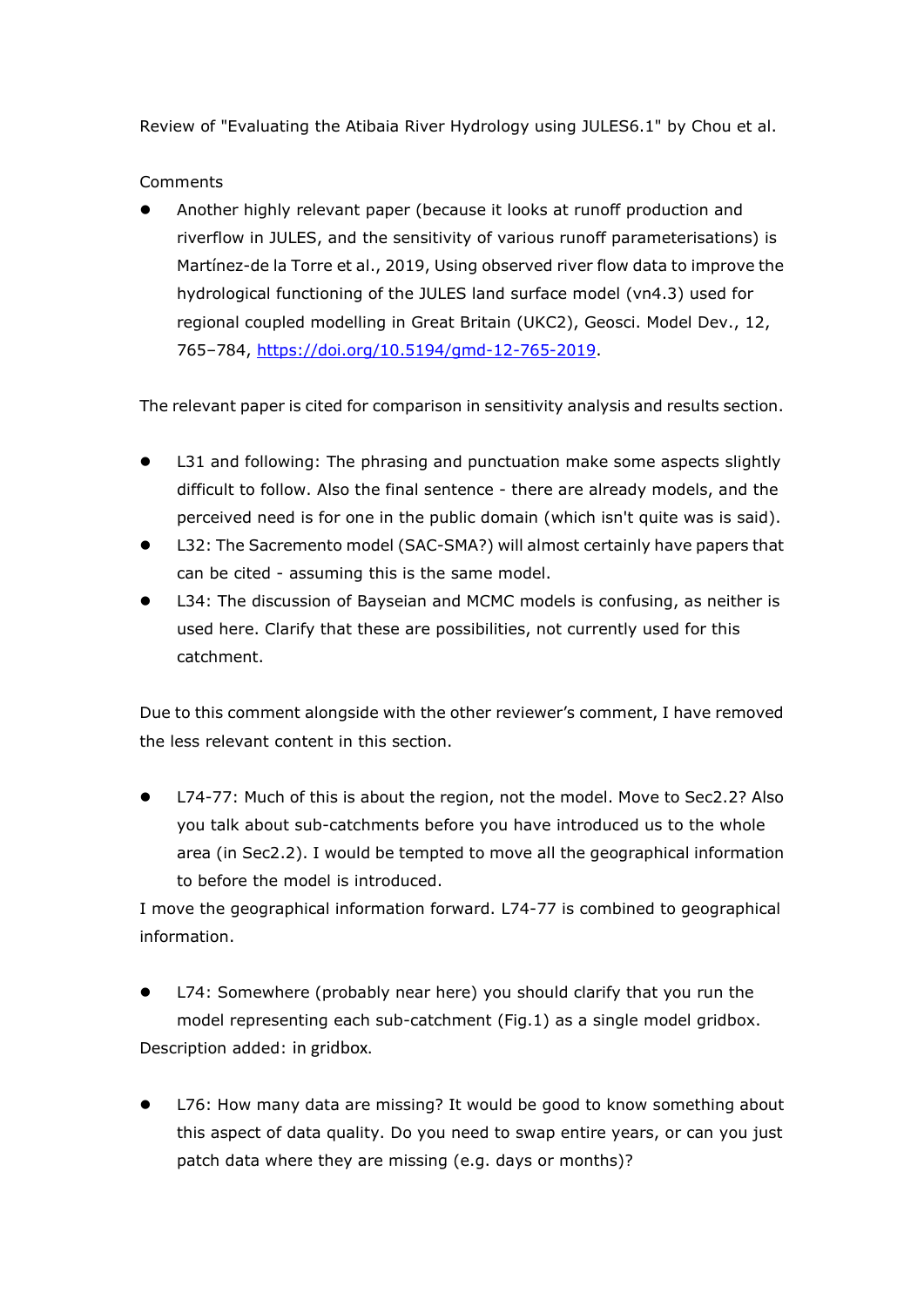Review of "Evaluating the Atibaia River Hydrology using JULES6.1" by Chou et al.

Comments

- Another highly relevant paper (because it looks at runoff production and riverflow in JULES, and the sensitivity of various runoff parameterisations) is Martínez-de la Torre et al., 2019, Using observed river flow data to improve the hydrological functioning of the JULES land surface model (vn4.3) used for regional coupled modelling in Great Britain (UKC2), Geosci. Model Dev., 12, 765–784, https://doi.org/10.5194/gmd-12-765-2019.

The relevant paper is cited for comparison in sensitivity analysis and results section.

- L31 and following: The phrasing and punctuation make some aspects slightly difficult to follow. Also the final sentence - there are already models, and the perceived need is for one in the public domain (which isn't quite was is said).
- L32: The Sacremento model (SAC-SMA?) will almost certainly have papers that can be cited - assuming this is the same model.
- L34: The discussion of Bayseian and MCMC models is confusing, as neither is used here. Clarify that these are possibilities, not currently used for this catchment.

Due to this comment alongside with the other reviewer's comment, I have removed the less relevant content in this section.

- L74-77: Much of this is about the region, not the model. Move to Sec2.2? Also you talk about sub-catchments before you have introduced us to the whole area (in Sec2.2). I would be tempted to move all the geographical information to before the model is introduced.

I move the geographical information forward. L74-77 is combined to geographical information.

- L74: Somewhere (probably near here) you should clarify that you run the model representing each sub-catchment (Fig.1) as a single model gridbox.

Description added: in gridbox.

- L76: How many data are missing? It would be good to know something about this aspect of data quality. Do you need to swap entire years, or can you just patch data where they are missing (e.g. days or months)?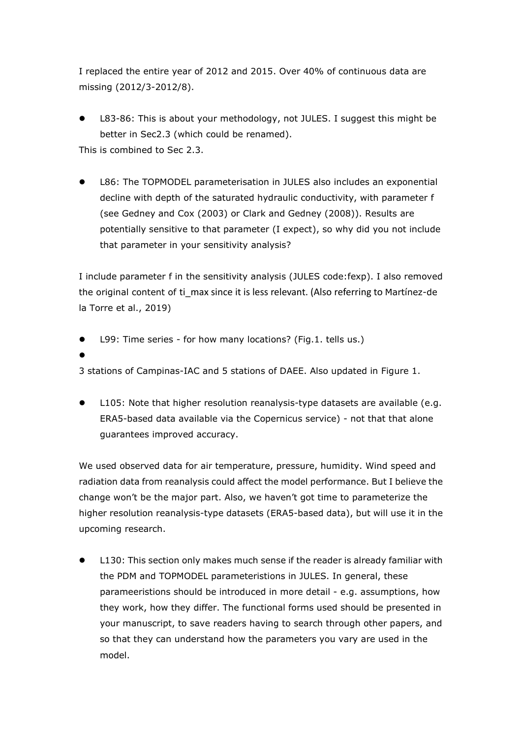I replaced the entire year of 2012 and 2015. Over 40% of continuous data are missing (2012/3-2012/8).

- L83-86: This is about your methodology, not JULES. I suggest this might be better in Sec2.3 (which could be renamed).

This is combined to Sec 2.3.

- L86: The TOPMODEL parameterisation in JULES also includes an exponential decline with depth of the saturated hydraulic conductivity, with parameter f (see Gedney and Cox (2003) or Clark and Gedney (2008)). Results are potentially sensitive to that parameter (I expect), so why did you not include that parameter in your sensitivity analysis?

I include parameter f in the sensitivity analysis (JULES code:fexp). I also removed the original content of ti_max since it is less relevant. (Also referring to Martínez-de la Torre et al., 2019)

- L99: Time series - for how many locations? (Fig.1. tells us.)
-

3 stations of Campinas-IAC and 5 stations of DAEE. Also updated in Figure 1.

- L105: Note that higher resolution reanalysis-type datasets are available (e.g. ERA5-based data available via the Copernicus service) - not that that alone guarantees improved accuracy.

We used observed data for air temperature, pressure, humidity. Wind speed and radiation data from reanalysis could affect the model performance. But I believe the change won't be the major part. Also, we haven't got time to parameterize the higher resolution reanalysis-type datasets (ERA5-based data), but will use it in the upcoming research.

- L130: This section only makes much sense if the reader is already familiar with the PDM and TOPMODEL parameteristions in JULES. In general, these parameeristions should be introduced in more detail - e.g. assumptions, how they work, how they differ. The functional forms used should be presented in your manuscript, to save readers having to search through other papers, and so that they can understand how the parameters you vary are used in the model.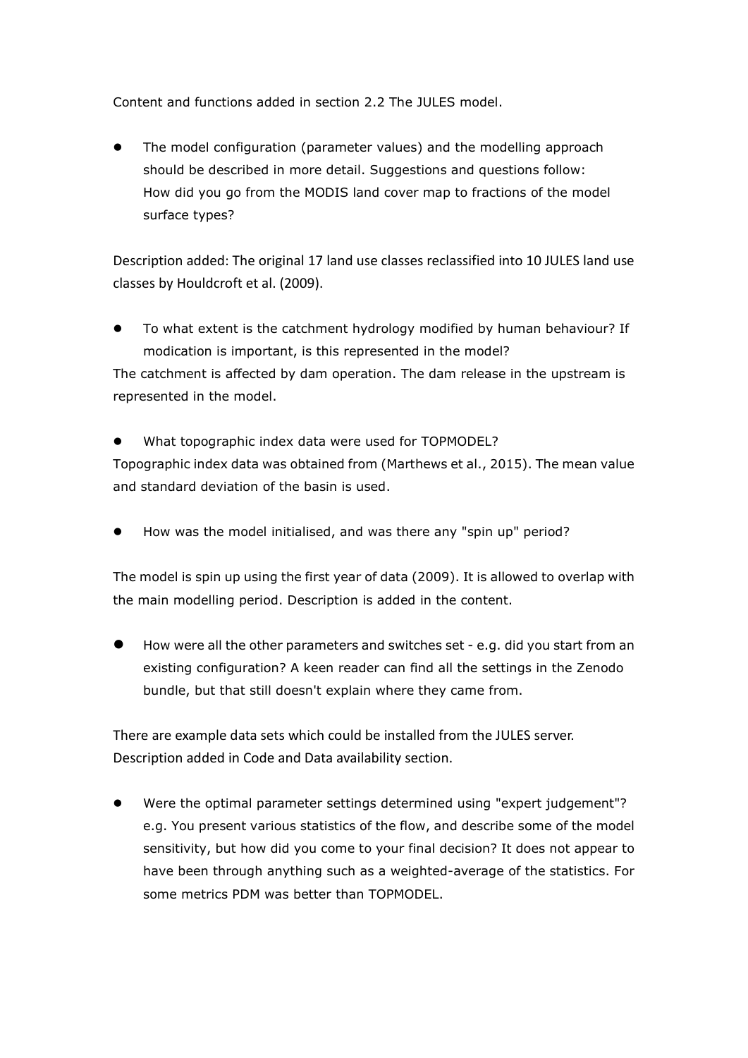Content and functions added in section 2.2 The JULES model.

- The model configuration (parameter values) and the modelling approach should be described in more detail. Suggestions and questions follow: How did you go from the MODIS land cover map to fractions of the model surface types?

Description added: The original 17 land use classes reclassified into 10 JULES land use classes by Houldcroft et al. (2009).

- To what extent is the catchment hydrology modified by human behaviour? If modication is important, is this represented in the model?

The catchment is affected by dam operation. The dam release in the upstream is represented in the model.

- What topographic index data were used for TOPMODEL?

Topographic index data was obtained from (Marthews et al., 2015). The mean value and standard deviation of the basin is used.

- How was the model initialised, and was there any "spin up" period?

The model is spin up using the first year of data (2009). It is allowed to overlap with the main modelling period. Description is added in the content.

- How were all the other parameters and switches set - e.g. did you start from an existing configuration? A keen reader can find all the settings in the Zenodo bundle, but that still doesn't explain where they came from.

There are example data sets which could be installed from the JULES server. Description added in Code and Data availability section.

- Were the optimal parameter settings determined using "expert judgement"? e.g. You present various statistics of the flow, and describe some of the model sensitivity, but how did you come to your final decision? It does not appear to have been through anything such as a weighted-average of the statistics. For some metrics PDM was better than TOPMODEL.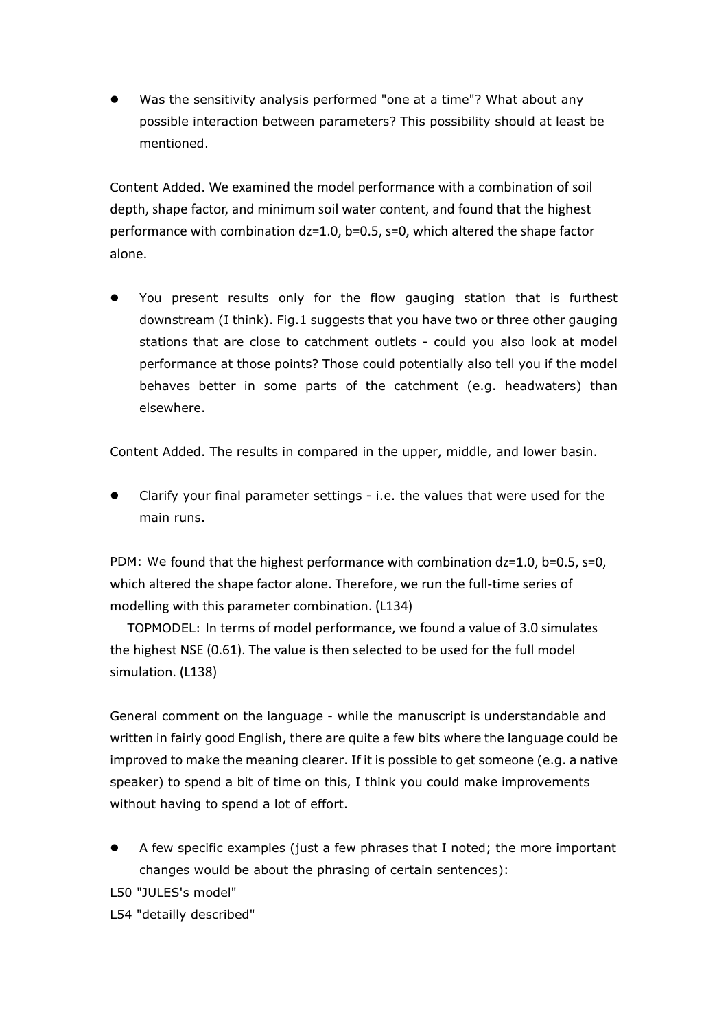- Was the sensitivity analysis performed "one at a time"? What about any possible interaction between parameters? This possibility should at least be mentioned.

Content Added. We examined the model performance with a combination of soil depth, shape factor, and minimum soil water content, and found that the highest performance with combination dz=1.0, b=0.5, s=0, which altered the shape factor alone.

- You present results only for the flow gauging station that is furthest downstream (I think). Fig.1 suggests that you have two or three other gauging stations that are close to catchment outlets - could you also look at model performance at those points? Those could potentially also tell you if the model behaves better in some parts of the catchment (e.g. headwaters) than elsewhere.

Content Added. The results in compared in the upper, middle, and lower basin.

- Clarify your final parameter settings - i.e. the values that were used for the main runs.

PDM: We found that the highest performance with combination dz=1.0, b=0.5, s=0, which altered the shape factor alone. Therefore, we run the full-time series of modelling with this parameter combination. (L134)

TOPMODEL: In terms of model performance, we found a value of 3.0 simulates the highest NSE (0.61). The value is then selected to be used for the full model simulation. (L138)

General comment on the language - while the manuscript is understandable and written in fairly good English, there are quite a few bits where the language could be improved to make the meaning clearer. If it is possible to get someone (e.g. a native speaker) to spend a bit of time on this, I think you could make improvements without having to spend a lot of effort.

- A few specific examples (just a few phrases that I noted; the more important changes would be about the phrasing of certain sentences):

L50 "JULES's model"

L54 "detailly described"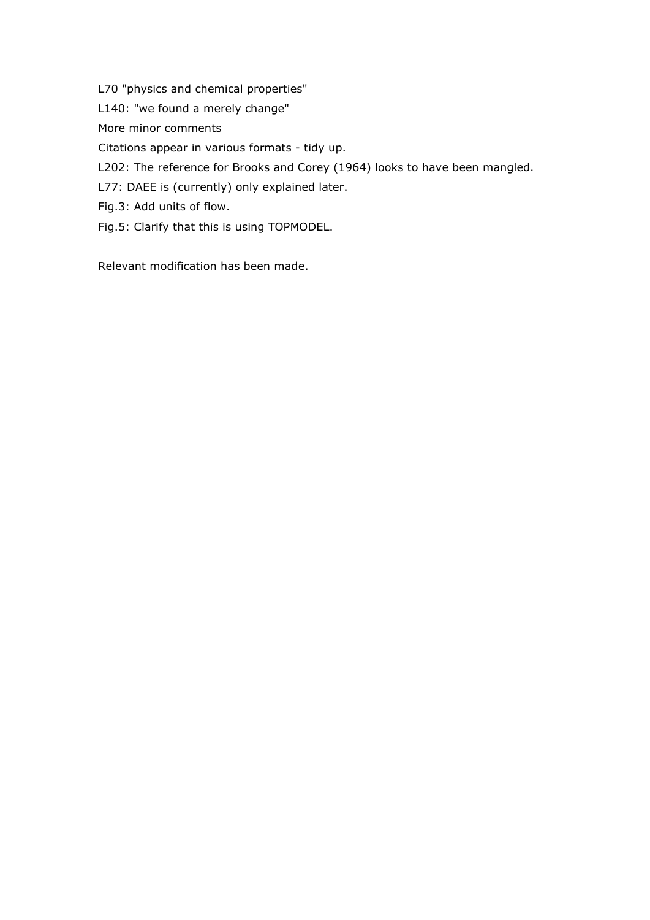L70 "physics and chemical properties"

L140: "we found a merely change"

More minor comments

Citations appear in various formats - tidy up.

L202: The reference for Brooks and Corey (1964) looks to have been mangled.

L77: DAEE is (currently) only explained later.

Fig.3: Add units of flow.

Fig.5: Clarify that this is using TOPMODEL.

Relevant modification has been made.